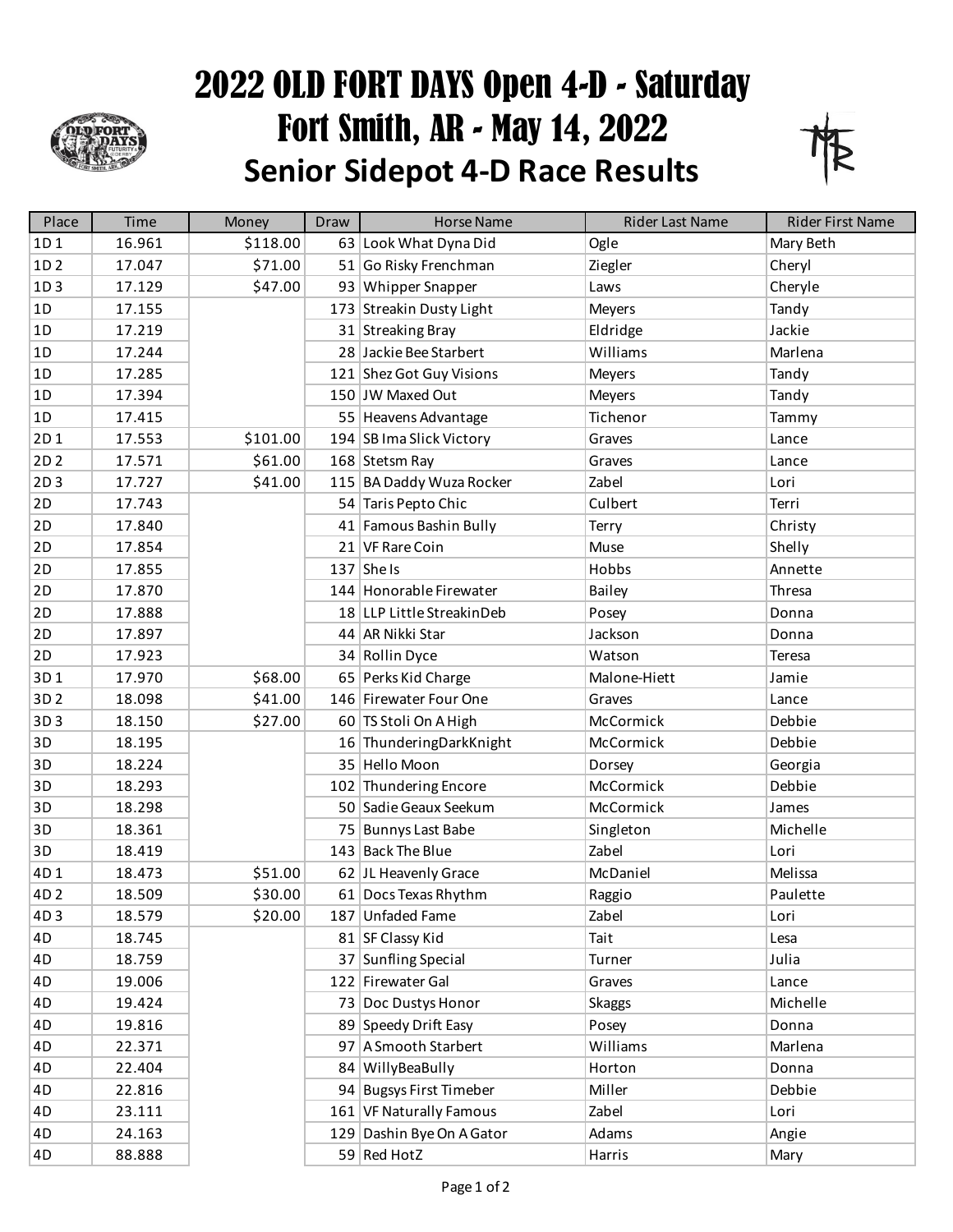# 2022 OLD FORT DAYS Open 4-D - Saturday
# Fort Smith, AR - May 14, 2022
## Senior Sidepot 4-D Race Results

| Place | Time | Money | Draw | Horse Name | Rider Last Name | Rider First Name |
|---|---|---|---|---|---|---|
| 1D 1 | 16.961 | $118.00 | 63 | Look What Dyna Did | Ogle | Mary Beth |
| 1D 2 | 17.047 | $71.00 | 51 | Go Risky Frenchman | Ziegler | Cheryl |
| 1D 3 | 17.129 | $47.00 | 93 | Whipper Snapper | Laws | Cheryle |
| 1D | 17.155 | | 173 | Streakin Dusty Light | Meyers | Tandy |
| 1D | 17.219 | | 31 | Streaking Bray | Eldridge | Jackie |
| 1D | 17.244 | | 28 | Jackie Bee Starbert | Williams | Marlena |
| 1D | 17.285 | | 121 | Shez Got Guy Visions | Meyers | Tandy |
| 1D | 17.394 | | 150 | JW Maxed Out | Meyers | Tandy |
| 1D | 17.415 | | 55 | Heavens Advantage | Tichenor | Tammy |
| 2D 1 | 17.553 | $101.00 | 194 | SB Ima Slick Victory | Graves | Lance |
| 2D 2 | 17.571 | $61.00 | 168 | Stetsm Ray | Graves | Lance |
| 2D 3 | 17.727 | $41.00 | 115 | BA Daddy Wuza Rocker | Zabel | Lori |
| 2D | 17.743 | | 54 | Taris Pepto Chic | Culbert | Terri |
| 2D | 17.840 | | 41 | Famous Bashin Bully | Terry | Christy |
| 2D | 17.854 | | 21 | VF Rare Coin | Muse | Shelly |
| 2D | 17.855 | | 137 | She Is | Hobbs | Annette |
| 2D | 17.870 | | 144 | Honorable Firewater | Bailey | Thresa |
| 2D | 17.888 | | 18 | LLP Little StreakinDeb | Posey | Donna |
| 2D | 17.897 | | 44 | AR Nikki Star | Jackson | Donna |
| 2D | 17.923 | | 34 | Rollin Dyce | Watson | Teresa |
| 3D 1 | 17.970 | $68.00 | 65 | Perks Kid Charge | Malone-Hiett | Jamie |
| 3D 2 | 18.098 | $41.00 | 146 | Firewater Four One | Graves | Lance |
| 3D 3 | 18.150 | $27.00 | 60 | TS Stoli On A High | McCormick | Debbie |
| 3D | 18.195 | | 16 | ThunderingDarkKnight | McCormick | Debbie |
| 3D | 18.224 | | 35 | Hello Moon | Dorsey | Georgia |
| 3D | 18.293 | | 102 | Thundering Encore | McCormick | Debbie |
| 3D | 18.298 | | 50 | Sadie Geaux Seekum | McCormick | James |
| 3D | 18.361 | | 75 | Bunnys Last Babe | Singleton | Michelle |
| 3D | 18.419 | | 143 | Back The Blue | Zabel | Lori |
| 4D 1 | 18.473 | $51.00 | 62 | JL Heavenly Grace | McDaniel | Melissa |
| 4D 2 | 18.509 | $30.00 | 61 | Docs Texas Rhythm | Raggio | Paulette |
| 4D 3 | 18.579 | $20.00 | 187 | Unfaded Fame | Zabel | Lori |
| 4D | 18.745 | | 81 | SF Classy Kid | Tait | Lesa |
| 4D | 18.759 | | 37 | Sunfling Special | Turner | Julia |
| 4D | 19.006 | | 122 | Firewater Gal | Graves | Lance |
| 4D | 19.424 | | 73 | Doc Dustys Honor | Skaggs | Michelle |
| 4D | 19.816 | | 89 | Speedy Drift Easy | Posey | Donna |
| 4D | 22.371 | | 97 | A Smooth Starbert | Williams | Marlena |
| 4D | 22.404 | | 84 | WillyBeaBully | Horton | Donna |
| 4D | 22.816 | | 94 | Bugsys First Timeber | Miller | Debbie |
| 4D | 23.111 | | 161 | VF Naturally Famous | Zabel | Lori |
| 4D | 24.163 | | 129 | Dashin Bye On A Gator | Adams | Angie |
| 4D | 88.888 | | 59 | Red HotZ | Harris | Mary |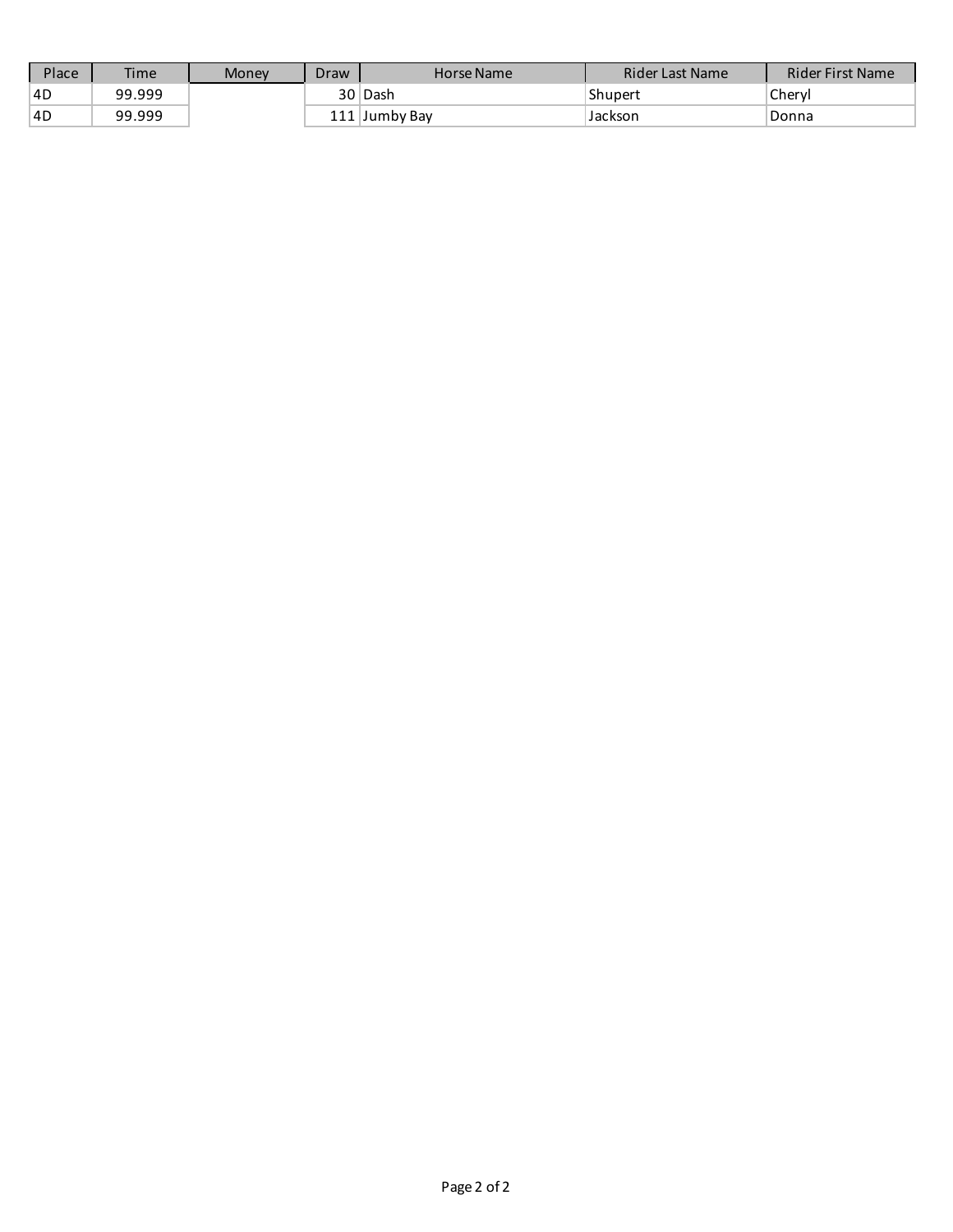| Place | Time | Money | Draw | Horse Name | Rider Last Name | Rider First Name |
|---|---|---|---|---|---|---|
| 4D | 99.999 | | 30 | Dash | Shupert | Cheryl |
| 4D | 99.999 | | 111 | Jumby Bay | Jackson | Donna |